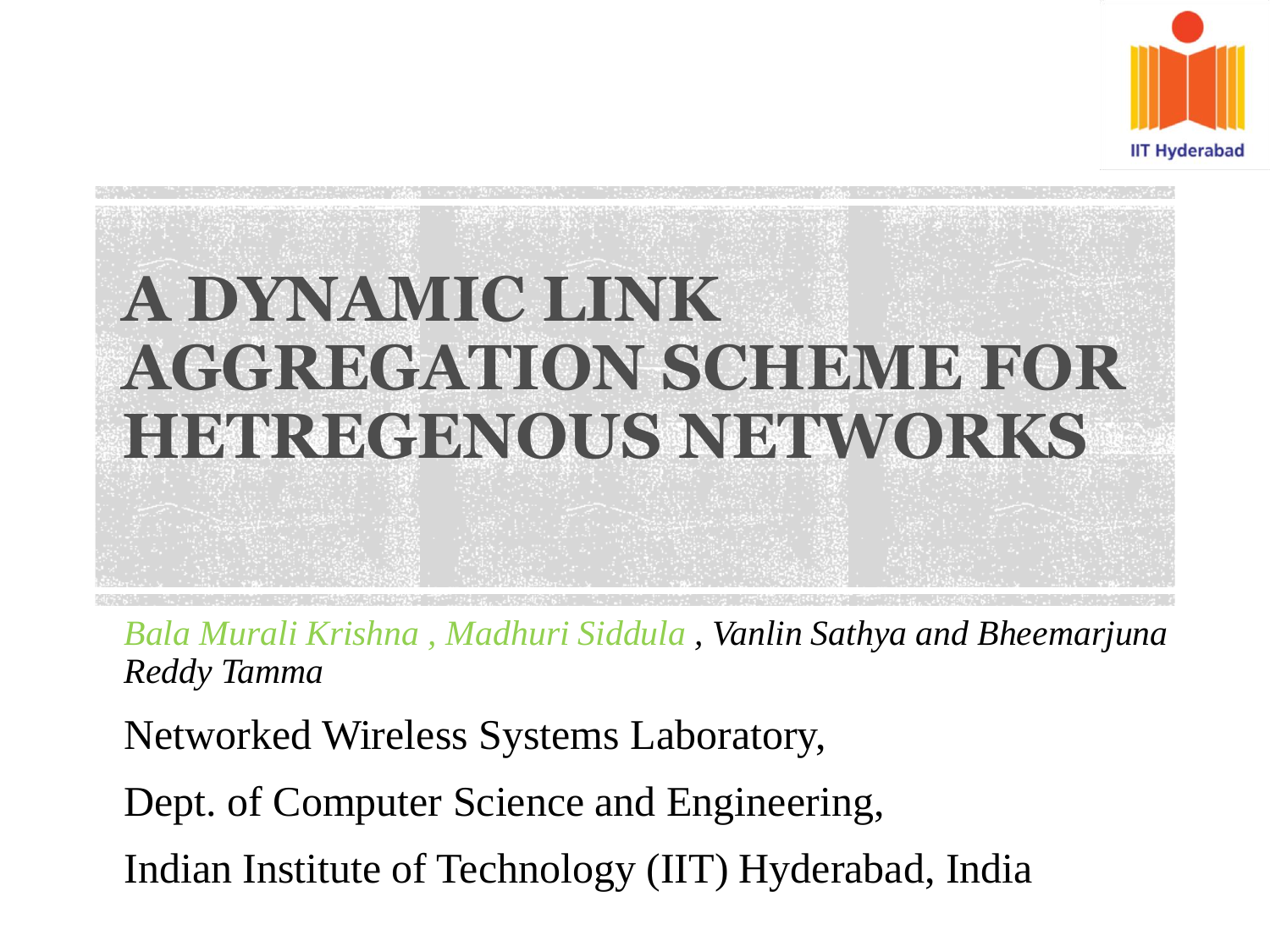# A DYNAMIC LINK AGGREGATION SCHEME FOR HETREGENOUS NETWORKS

*Bala Murali Krishna , Madhuri Siddula , Vanlin Sathya and Bheemarjuna Reddy Tamma*

Networked Wireless Systems Laboratory,

Dept. of Computer Science and Engineering,

Indian Institute of Technology (IIT) Hyderabad, India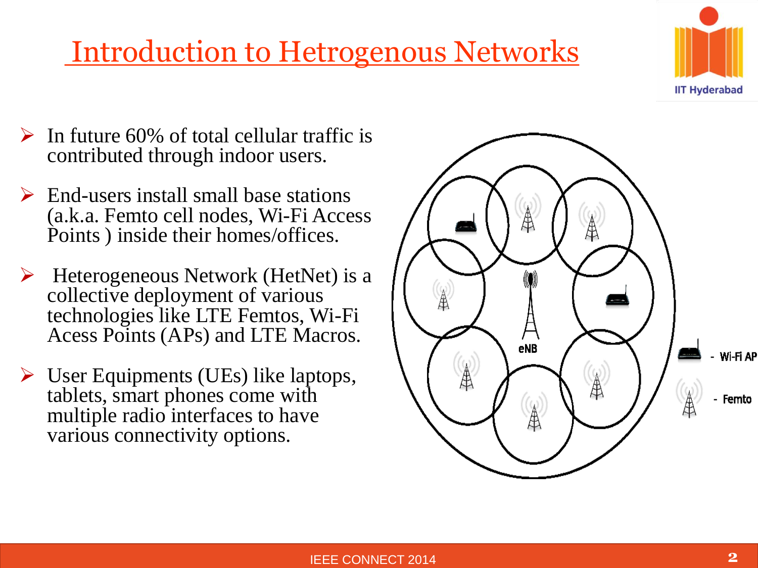# Introduction to Hetrogenous Networks

- In future 60% of total cellular traffic is contributed through indoor users.
- End-users install small base stations (a.k.a. Femto cell nodes, Wi-Fi Access Points ) inside their homes/offices.
- Heterogeneous Network (HetNet) is a collective deployment of various technologies like LTE Femtos, Wi-Fi Acess Points (APs) and LTE Macros.
- User Equipments (UEs) like laptops, tablets, smart phones come with multiple radio interfaces to have various connectivity options.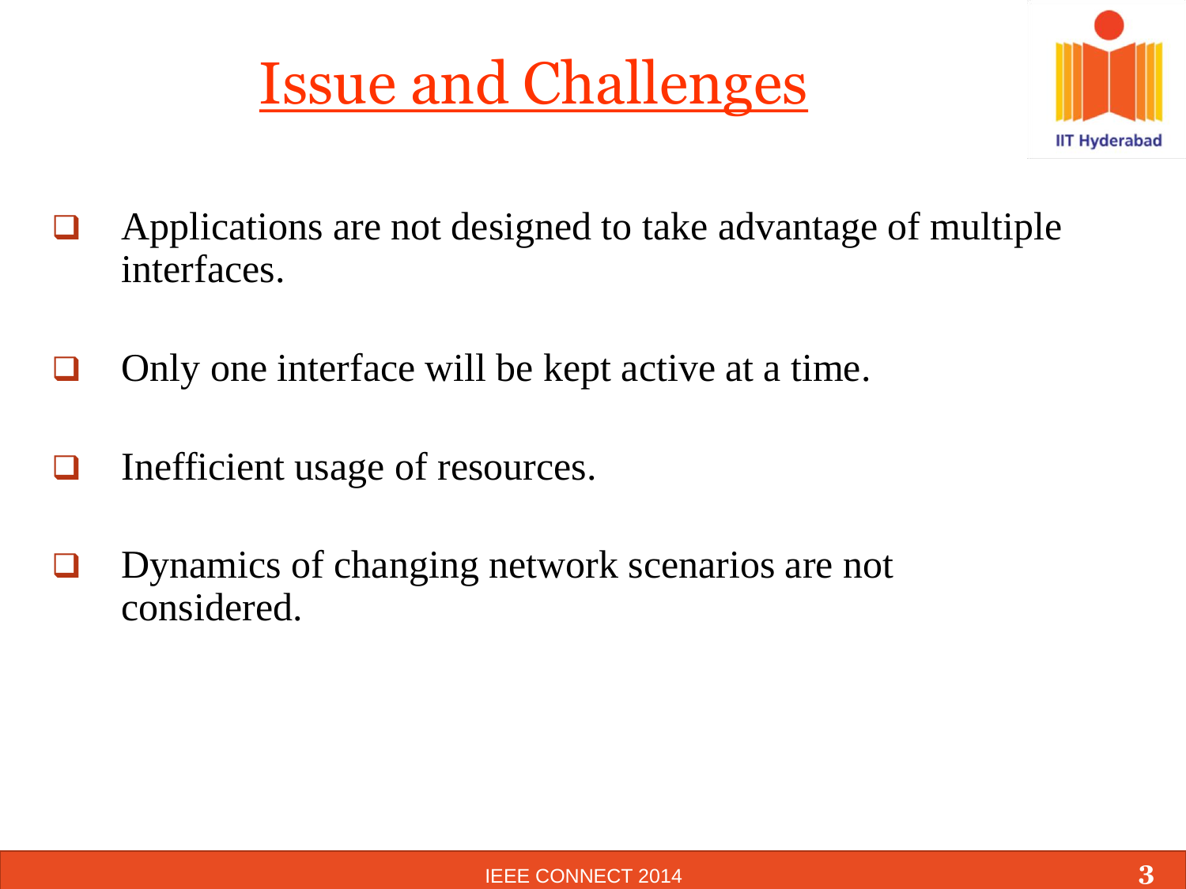# Issue and Challenges

- Applications are not designed to take advantage of multiple interfaces.
- Only one interface will be kept active at a time.
- Inefficient usage of resources.
- Dynamics of changing network scenarios are not considered.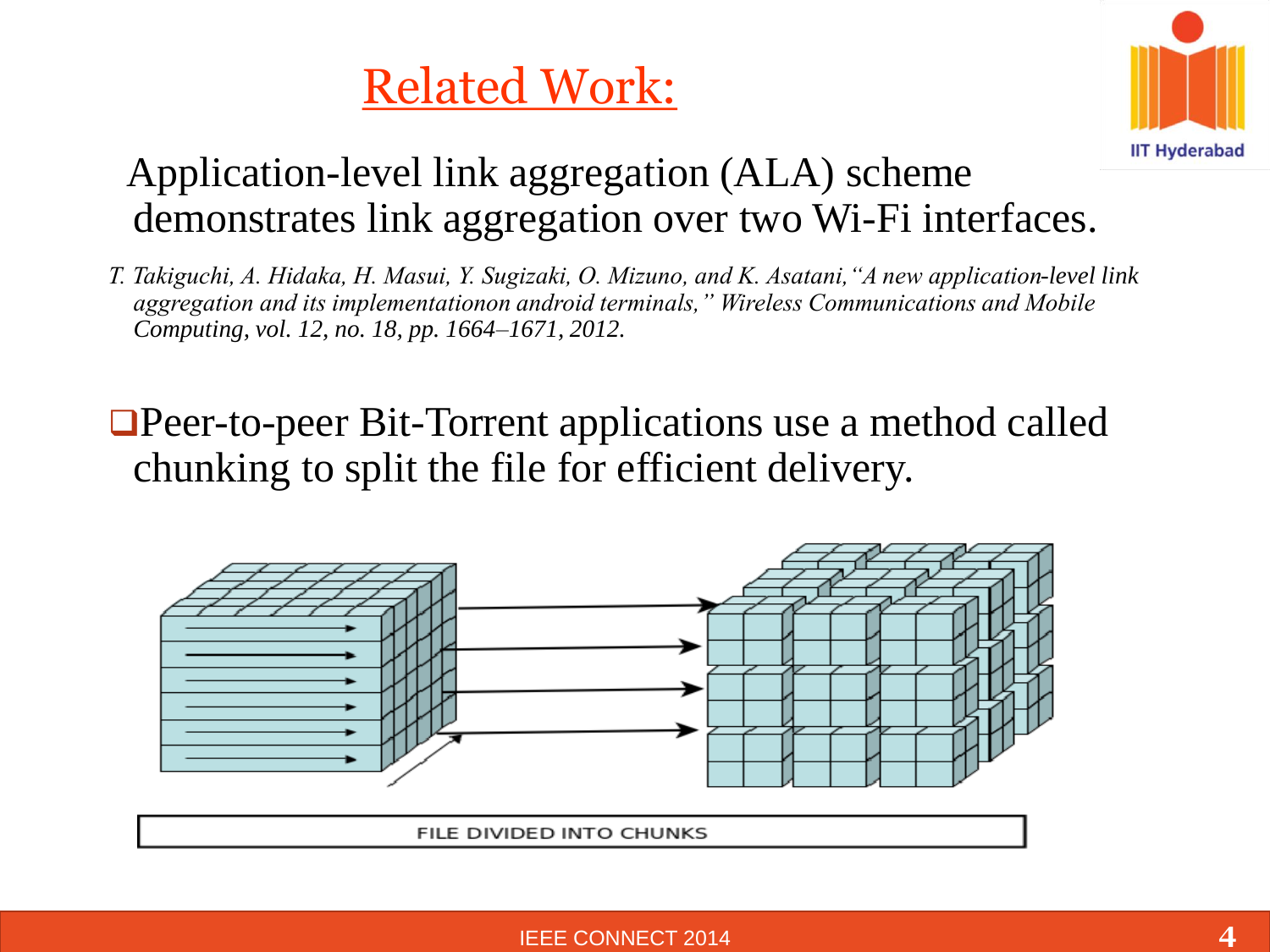## Related Work:

Application-level link aggregation (ALA) scheme demonstrates link aggregation over two Wi-Fi interfaces.

*T. Takiguchi, A. Hidaka, H. Masui, Y. Sugizaki, O. Mizuno, and K. Asatani, "A new application-level link aggregation and its implementationon android terminals," Wireless Communications and Mobile Computing, vol. 12, no. 18, pp. 1664–1671, 2012.*

- Peer-to-peer Bit-Torrent applications use a method called chunking to split the file for efficient delivery.

FILE DIVIDED INTO CHUNKS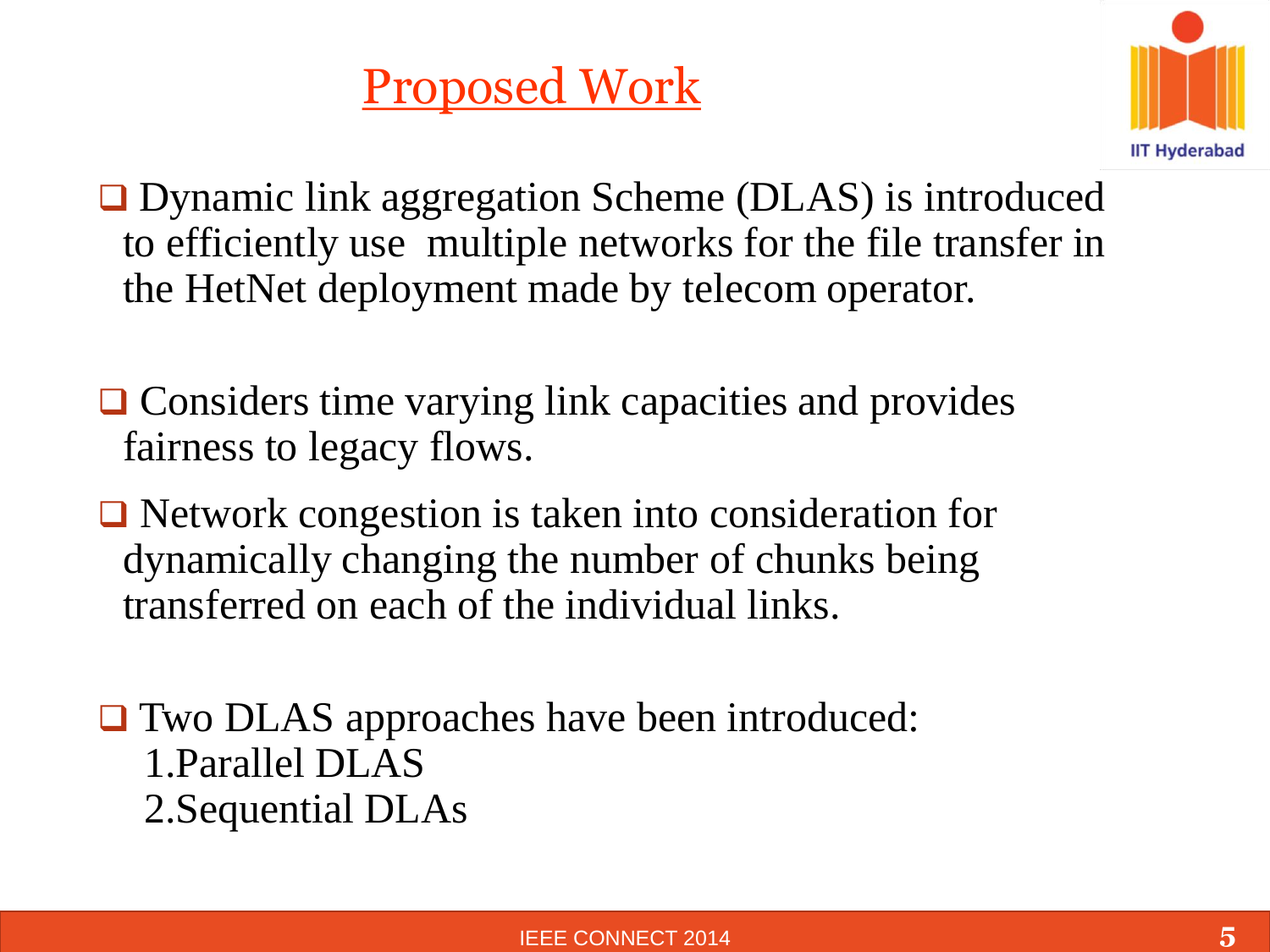# Proposed Work

- Dynamic link aggregation Scheme (DLAS) is introduced to efficiently use multiple networks for the file transfer in the HetNet deployment made by telecom operator.

- Considers time varying link capacities and provides fairness to legacy flows.

- Network congestion is taken into consideration for dynamically changing the number of chunks being transferred on each of the individual links.

- Two DLAS approaches have been introduced:
  1. Parallel DLAS
  2. Sequential DLAs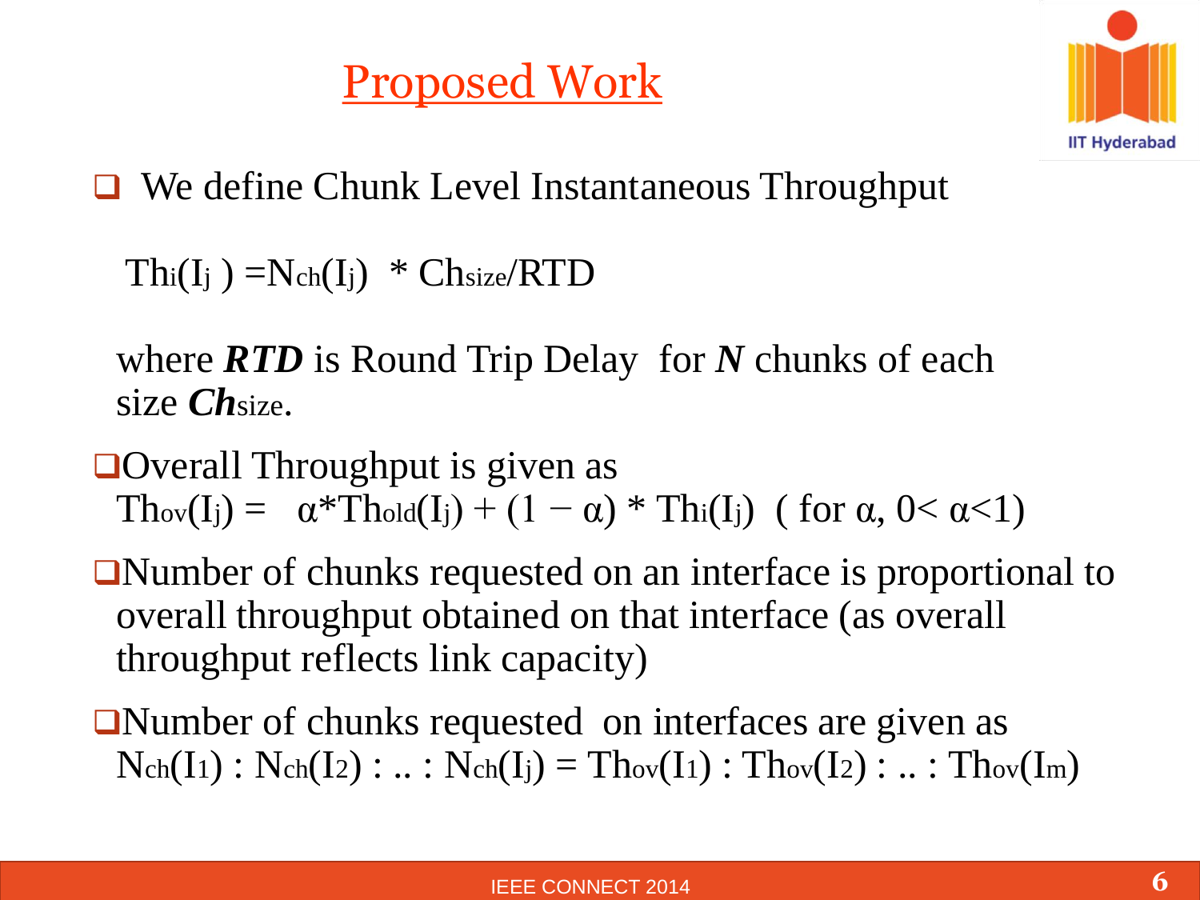# Proposed Work

- We define Chunk Level Instantaneous Throughput

  $Th_i(I_j) = N_{ch}(I_j) * Ch_{size}/RTD$

  where ***RTD*** is Round Trip Delay for ***N*** chunks of each size ***Ch***size.

- Overall Throughput is given as
  $Th_{ov}(I_j) = \alpha * Th_{old}(I_j) + (1 - \alpha) * Th_i(I_j)$ ( for $\alpha$, $0 < \alpha < 1$)

- Number of chunks requested on an interface is proportional to overall throughput obtained on that interface (as overall throughput reflects link capacity)

- Number of chunks requested on interfaces are given as
  $N_{ch}(I_1) : N_{ch}(I_2) : .. : N_{ch}(I_j) = Th_{ov}(I_1) : Th_{ov}(I_2) : .. : Th_{ov}(I_m)$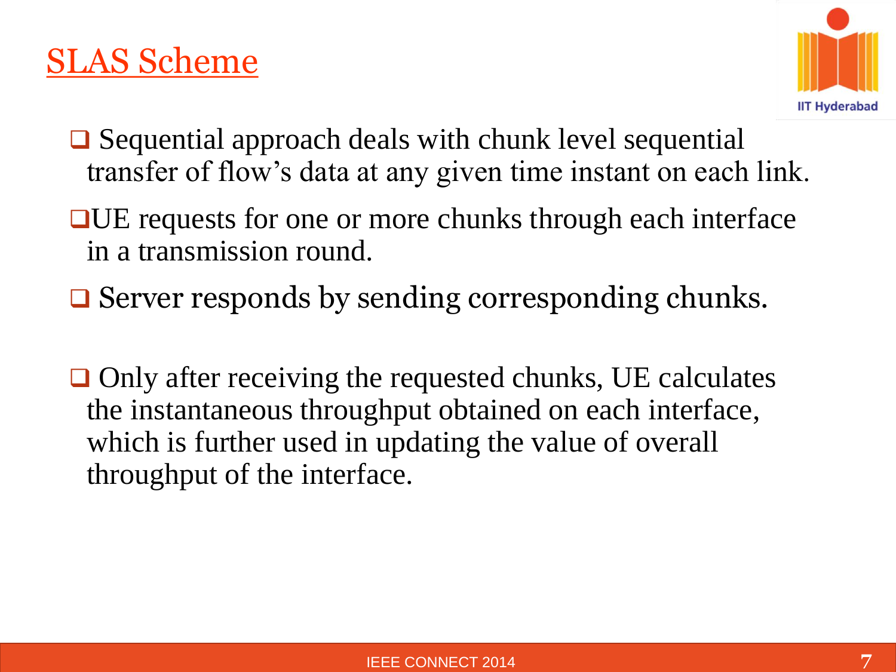# SLAS Scheme

- Sequential approach deals with chunk level sequential transfer of flow's data at any given time instant on each link.
- UE requests for one or more chunks through each interface in a transmission round.
- Server responds by sending corresponding chunks.
- Only after receiving the requested chunks, UE calculates the instantaneous throughput obtained on each interface, which is further used in updating the value of overall throughput of the interface.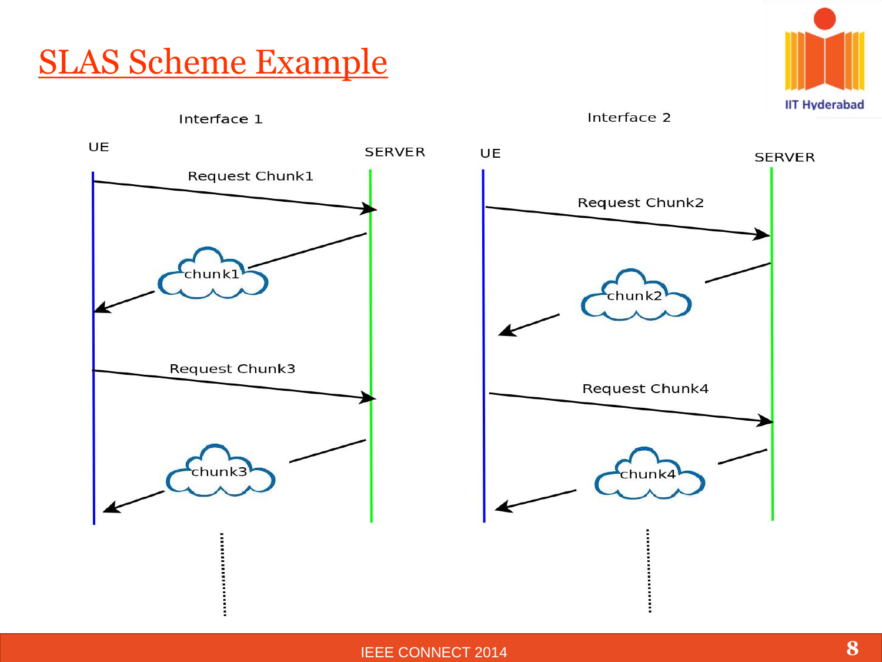# SLAS Scheme Example

Interface 1

UE

SERVER

Request Chunk1

chunk1

Request Chunk3

chunk3

Interface 2

UE

SERVER

Request Chunk2

chunk2

Request Chunk4

chunk4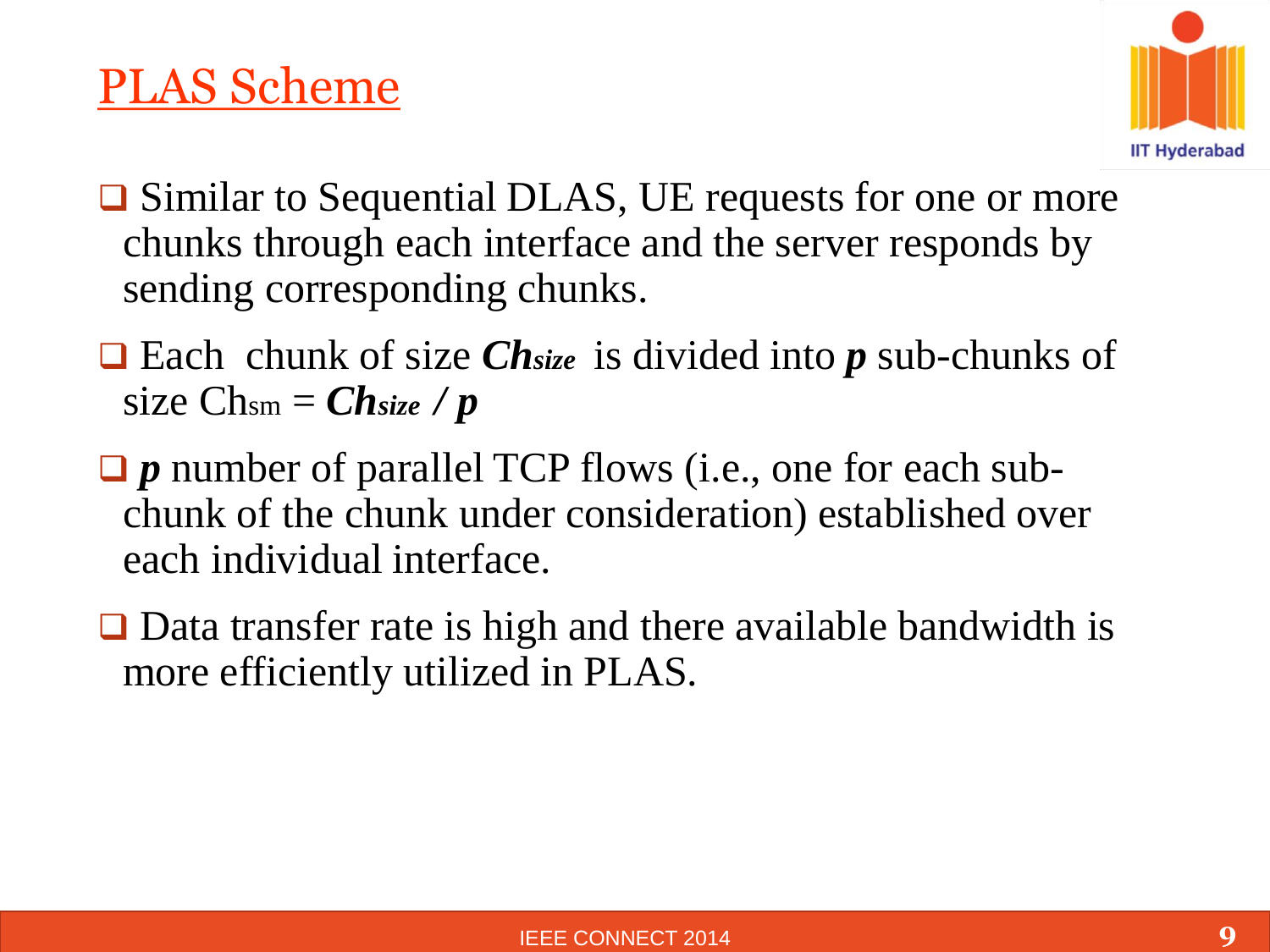# PLAS Scheme

- Similar to Sequential DLAS, UE requests for one or more chunks through each interface and the server responds by sending corresponding chunks.
- Each chunk of size $Ch_{size}$ is divided into $p$ sub-chunks of size $Ch_{sm} = Ch_{size} / p$
- $p$ number of parallel TCP flows (i.e., one for each sub-chunk of the chunk under consideration) established over each individual interface.
- Data transfer rate is high and there available bandwidth is more efficiently utilized in PLAS.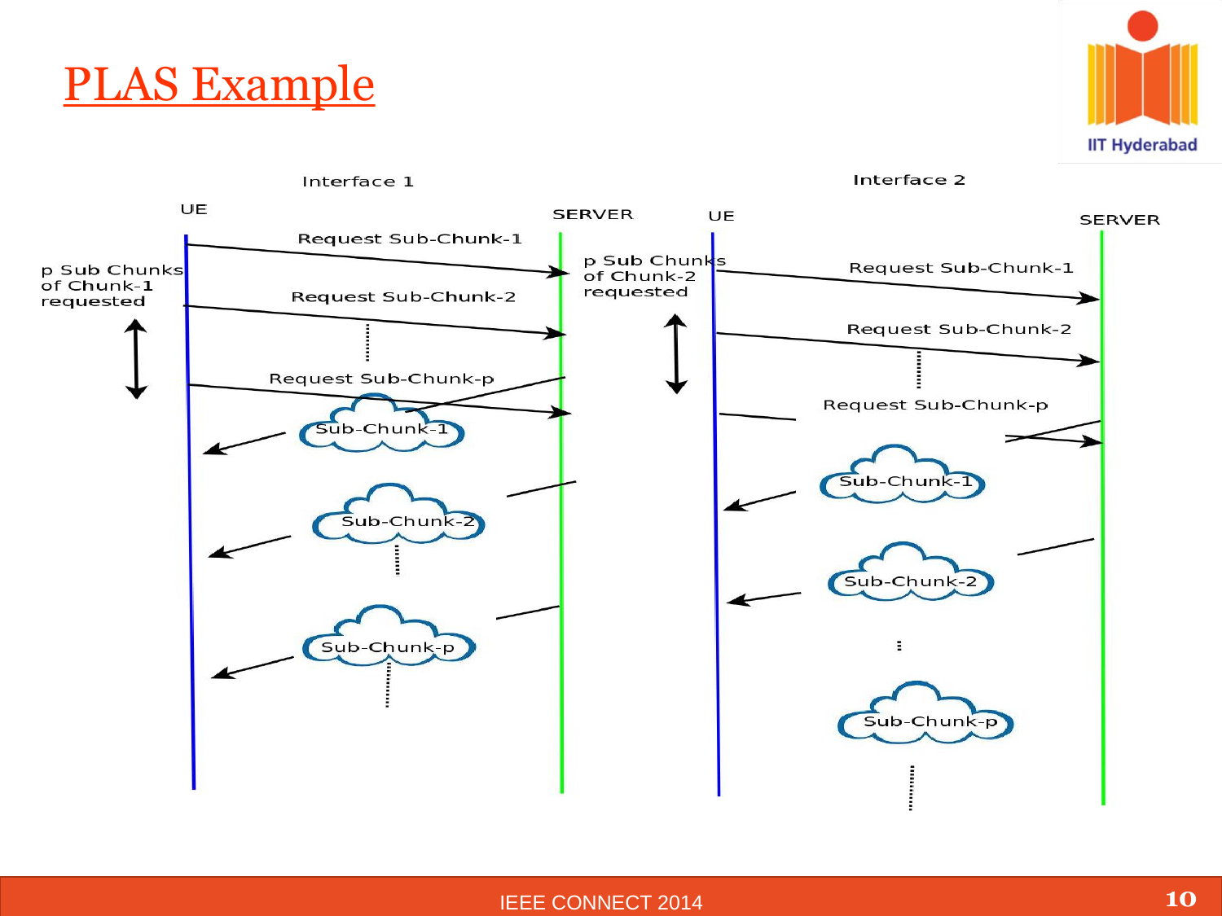# PLAS Example

Interface 1

UE

SERVER

p Sub Chunks of Chunk-**1** requested

Request Sub-Chunk-1

Request Sub-Chunk-2

Request Sub-Chunk-p

Sub-Chunk-1

Sub-Chunk-2

Sub-Chunk-p

Interface 2

UE

SERVER

p Sub Chunks of Chunk-2 requested

Request Sub-Chunk-1

Request Sub-Chunk-2

Request Sub-Chunk-p

Sub-Chunk-1

Sub-Chunk-2

Sub-Chunk-p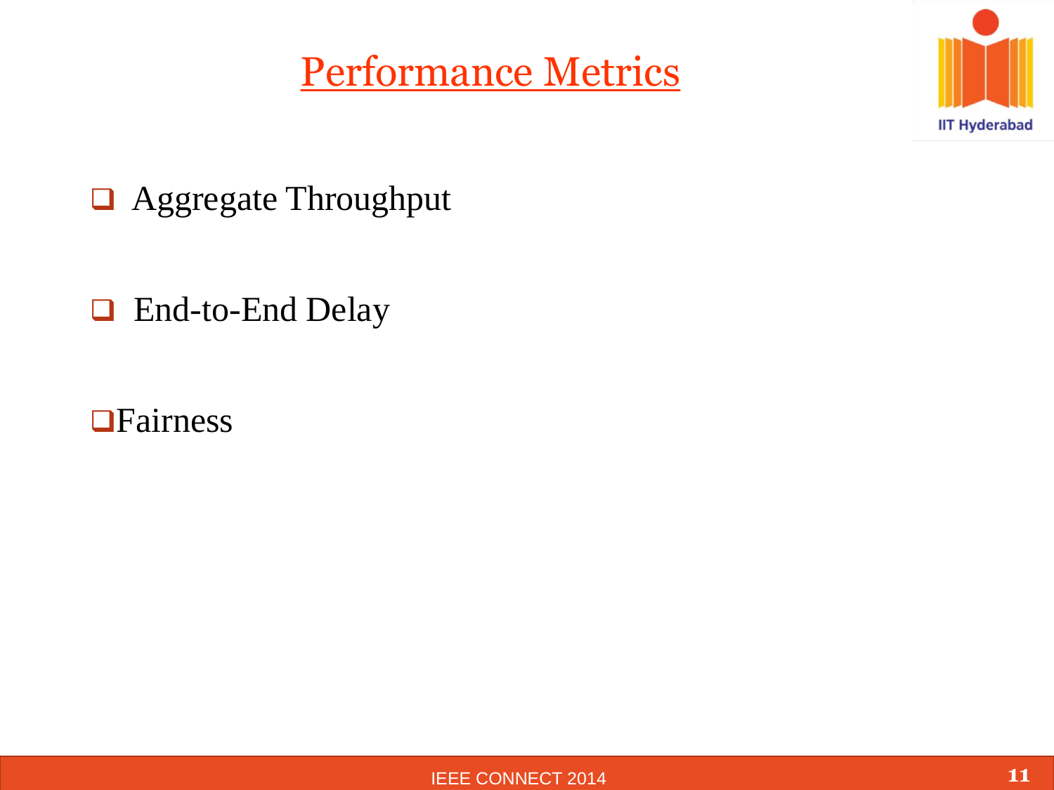# Performance Metrics

- Aggregate Throughput
- End-to-End Delay
- Fairness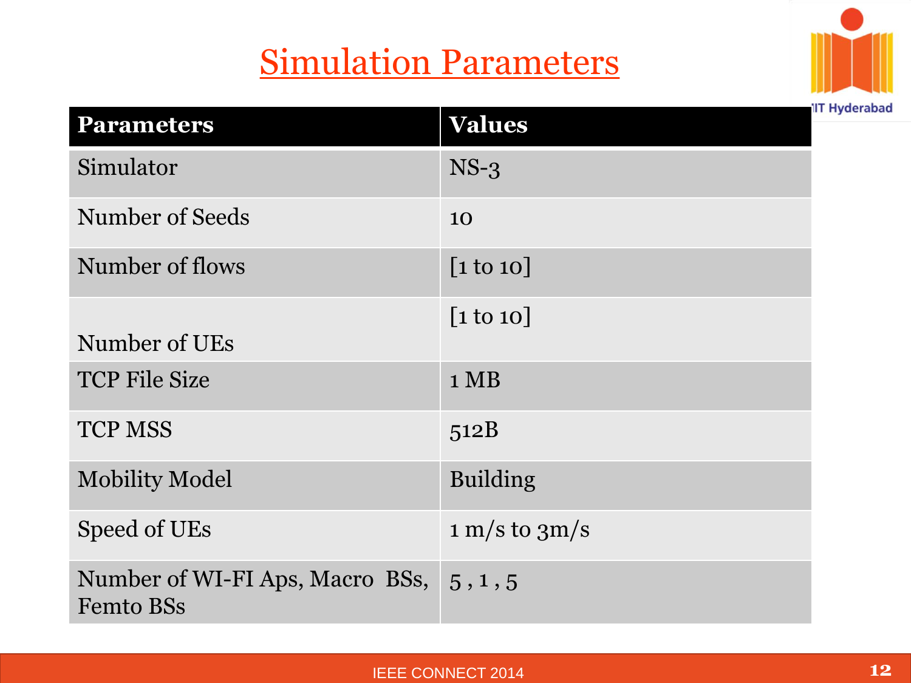# Simulation Parameters

| Parameters | Values |
|---|---|
| Simulator | NS-3 |
| Number of Seeds | 10 |
| Number of flows | [1 to 10] |
| Number of UEs | [1 to 10] |
| TCP File Size | 1 MB |
| TCP MSS | 512B |
| Mobility Model | Building |
| Speed of UEs | 1 m/s to 3m/s |
| Number of WI-FI Aps, Macro BSs, Femto BSs | 5 , 1 , 5 |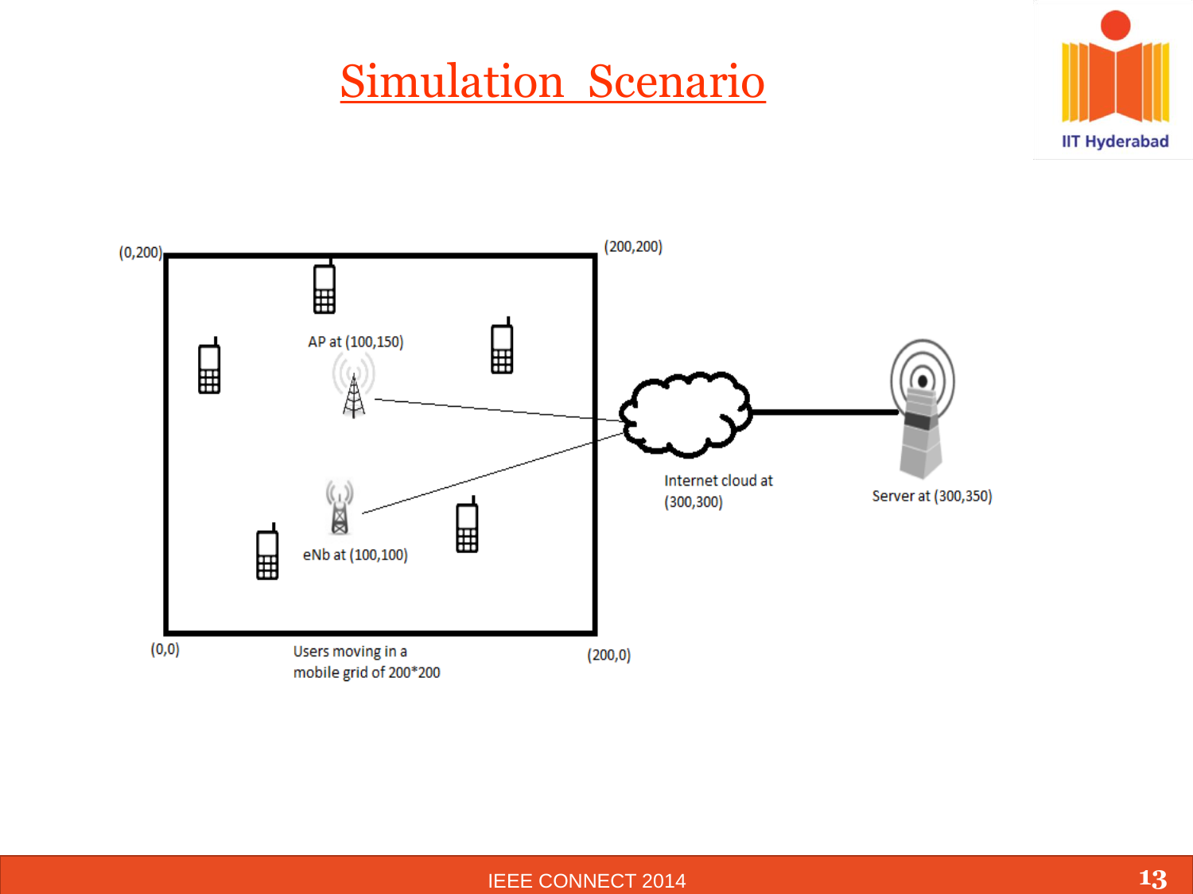# Simulation Scenario

(0,200)

(200,200)

AP at (100,150)

eNb at (100,100)

Internet cloud at (300,300)

Server at (300,350)

(0,0)

Users moving in a mobile grid of 200*200

(200,0)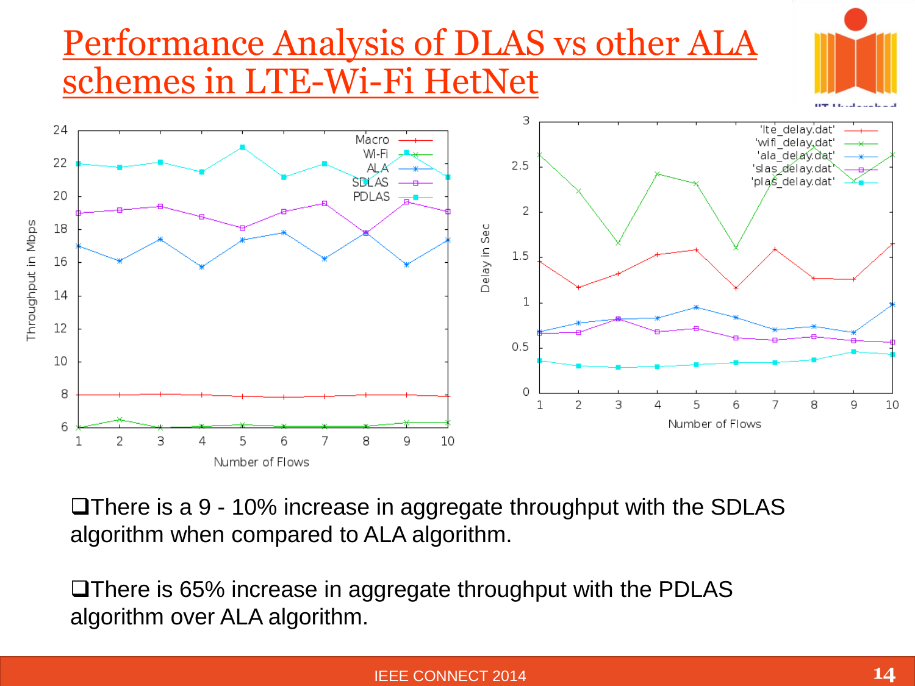# Performance Analysis of DLAS vs other ALA schemes in LTE-Wi-Fi HetNet

- There is a 9 - 10% increase in aggregate throughput with the SDLAS algorithm when compared to ALA algorithm.

- There is 65% increase in aggregate throughput with the PDLAS algorithm over ALA algorithm.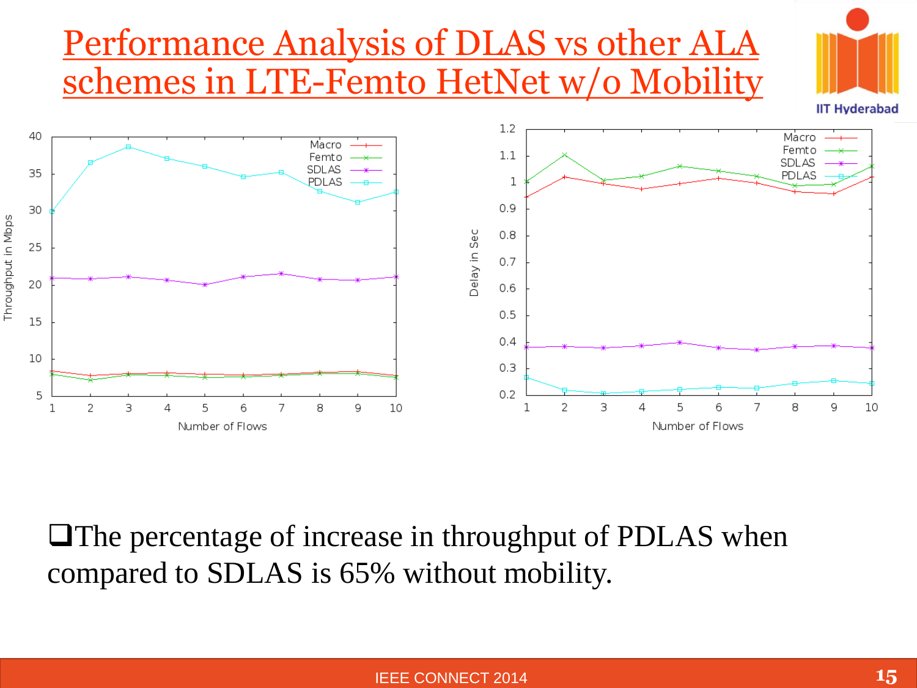# Performance Analysis of DLAS vs other ALA schemes in LTE-Femto HetNet w/o Mobility

- The percentage of increase in throughput of PDLAS when compared to SDLAS is 65% without mobility.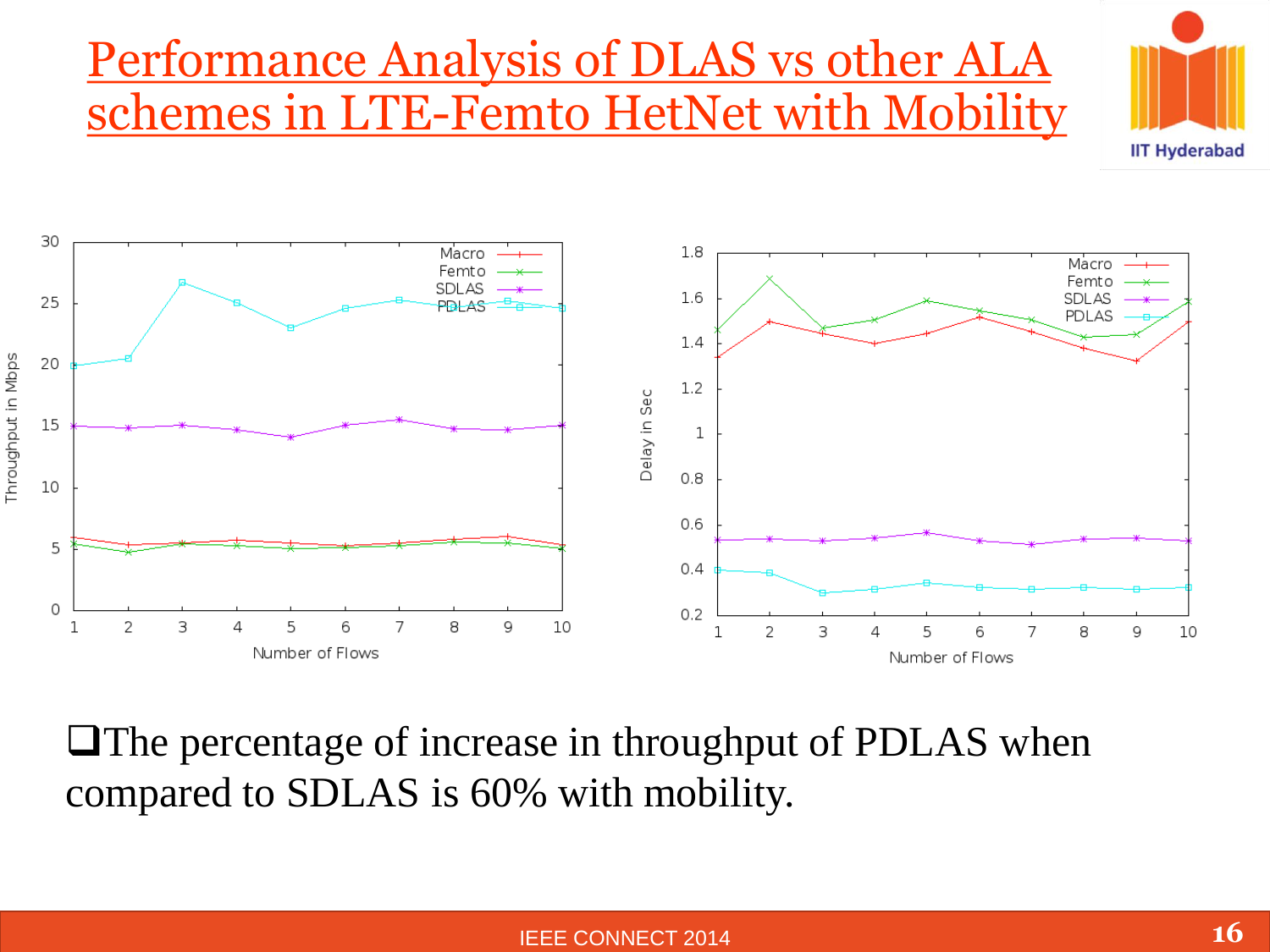# Performance Analysis of DLAS vs other ALA schemes in LTE-Femto HetNet with Mobility

- The percentage of increase in throughput of PDLAS when compared to SDLAS is 60% with mobility.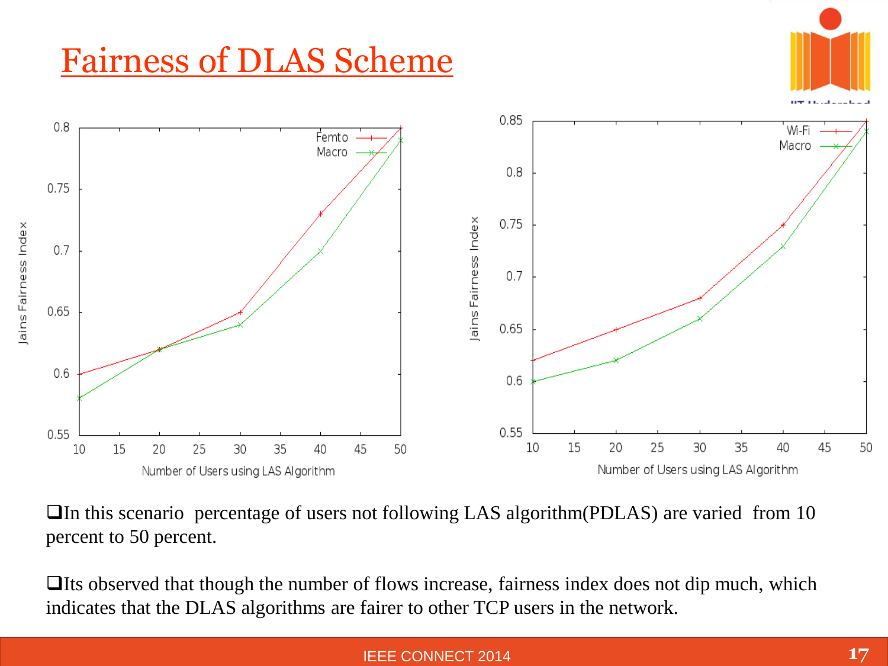# Fairness of DLAS Scheme

- In this scenario percentage of users not following LAS algorithm(PDLAS) are varied from 10 percent to 50 percent.

- Its observed that though the number of flows increase, fairness index does not dip much, which indicates that the DLAS algorithms are fairer to other TCP users in the network.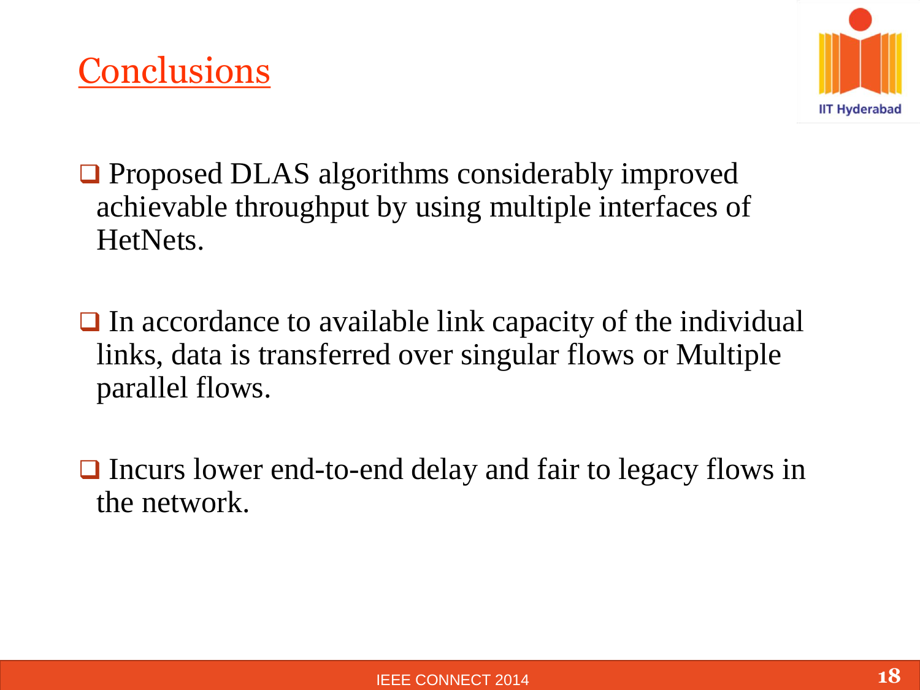# Conclusions

- Proposed DLAS algorithms considerably improved achievable throughput by using multiple interfaces of HetNets.

- In accordance to available link capacity of the individual links, data is transferred over singular flows or Multiple parallel flows.

- Incurs lower end-to-end delay and fair to legacy flows in the network.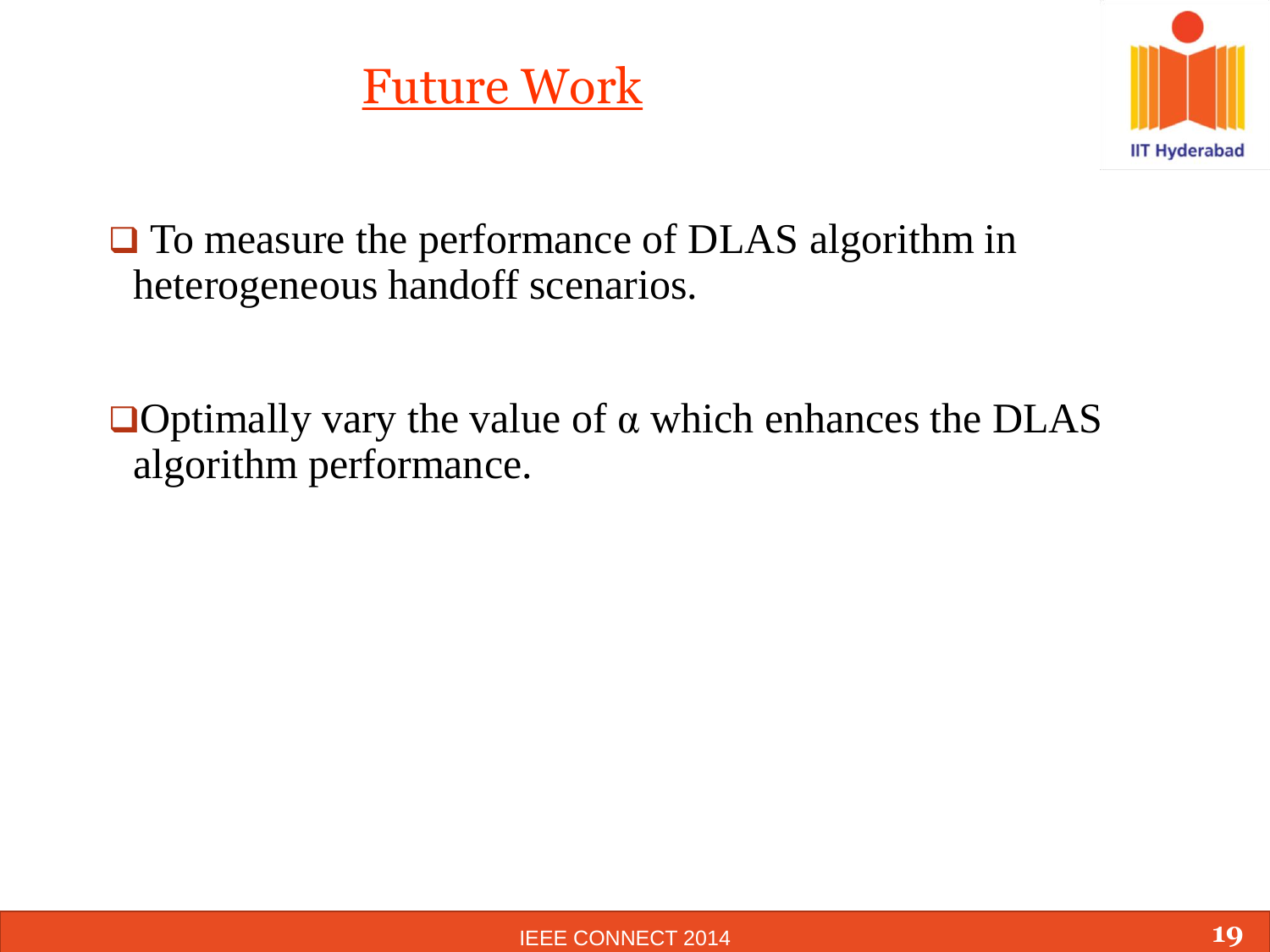# Future Work

- To measure the performance of DLAS algorithm in heterogeneous handoff scenarios.

- Optimally vary the value of $\alpha$ which enhances the DLAS algorithm performance.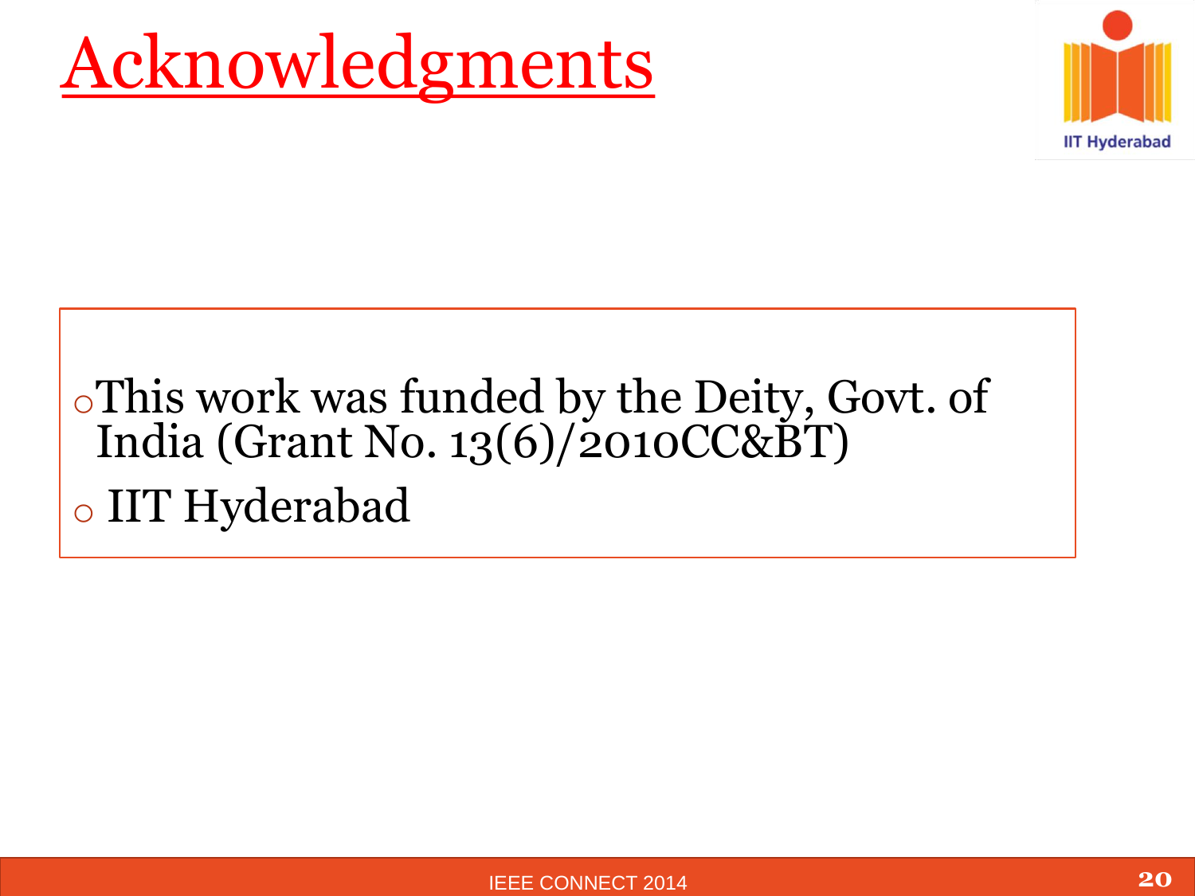# Acknowledgments

- This work was funded by the Deity, Govt. of India (Grant No. 13(6)/2010CC&BT)
- IIT Hyderabad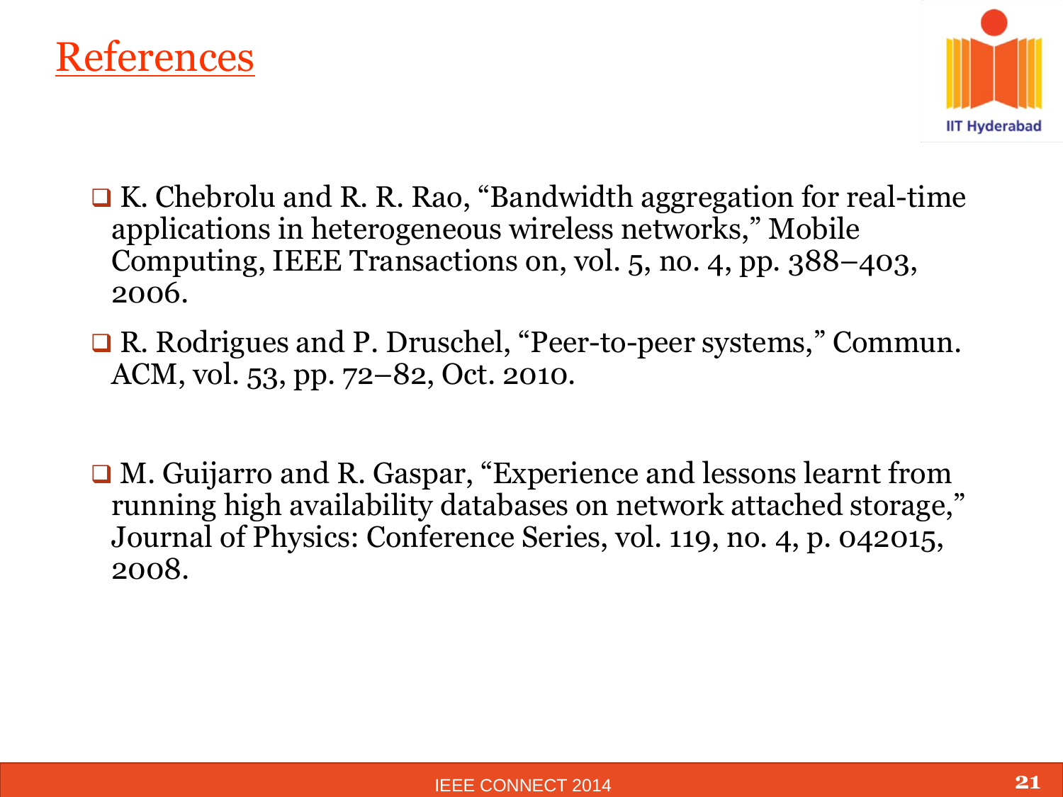# References

- K. Chebrolu and R. R. Rao, "Bandwidth aggregation for real-time applications in heterogeneous wireless networks," Mobile Computing, IEEE Transactions on, vol. 5, no. 4, pp. 388–403, 2006.
- R. Rodrigues and P. Druschel, "Peer-to-peer systems," Commun. ACM, vol. 53, pp. 72–82, Oct. 2010.
- M. Guijarro and R. Gaspar, "Experience and lessons learnt from running high availability databases on network attached storage," Journal of Physics: Conference Series, vol. 119, no. 4, p. 042015, 2008.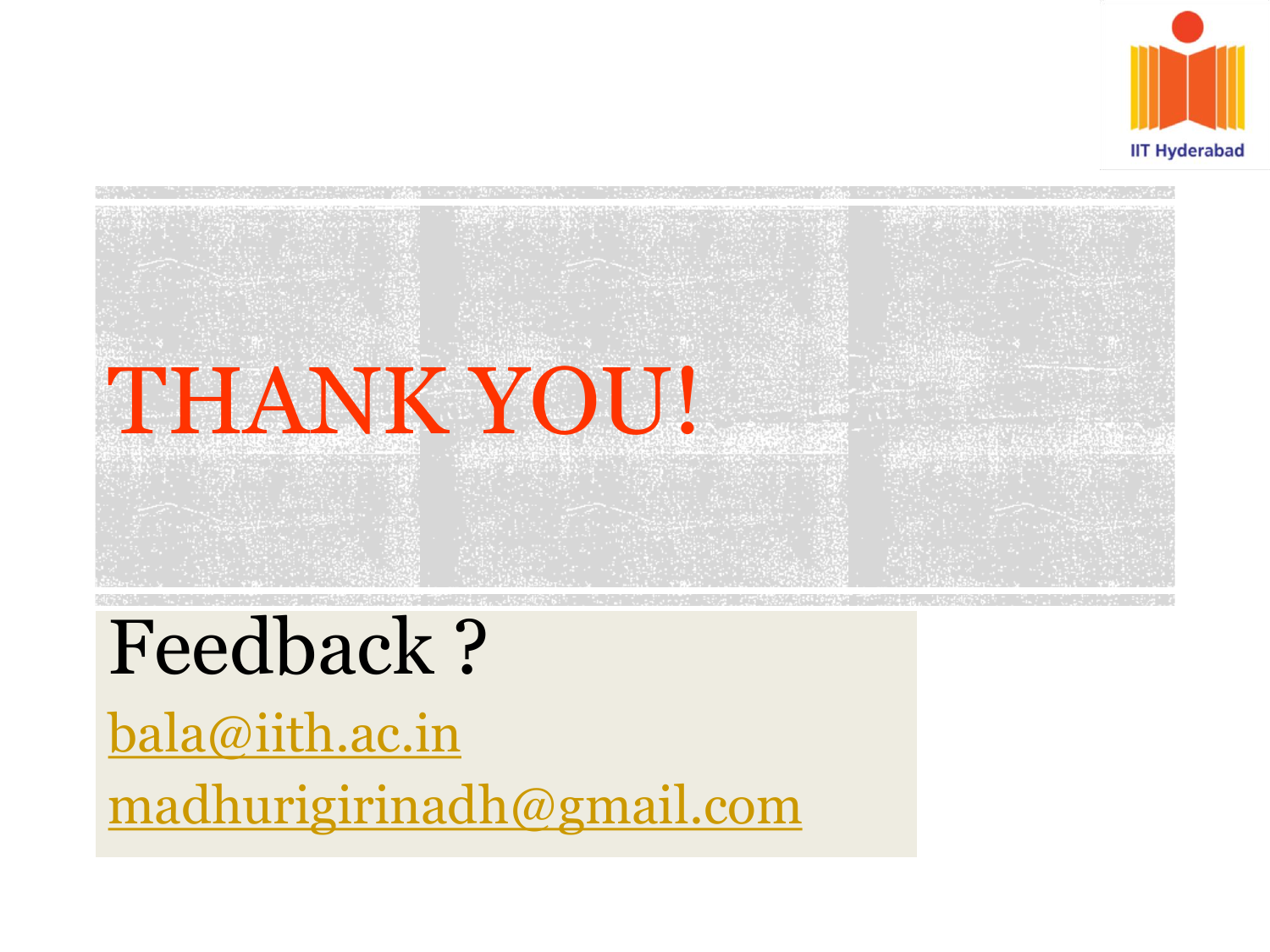# THANK YOU!

Feedback ?

bala@iith.ac.in

madhurigirinadh@gmail.com